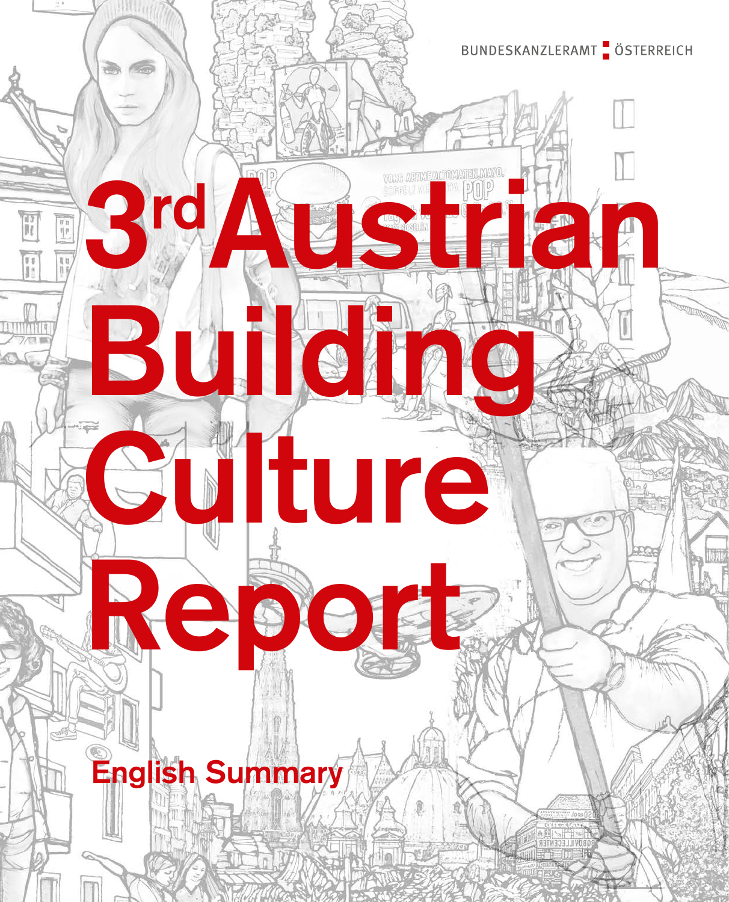BUNDESKANZLERAMT ÖSTERREICH

# 3rd Austrian Building Culture Report

## English Summary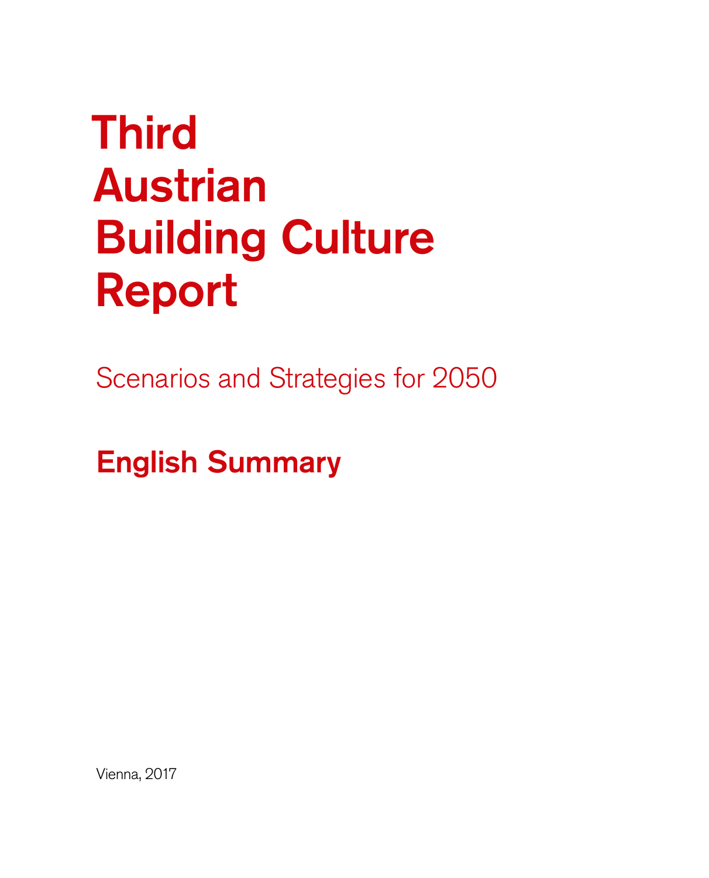# Third Austrian Building Culture Report

## Scenarios and Strategies for 2050

## English Summary

Vienna, 2017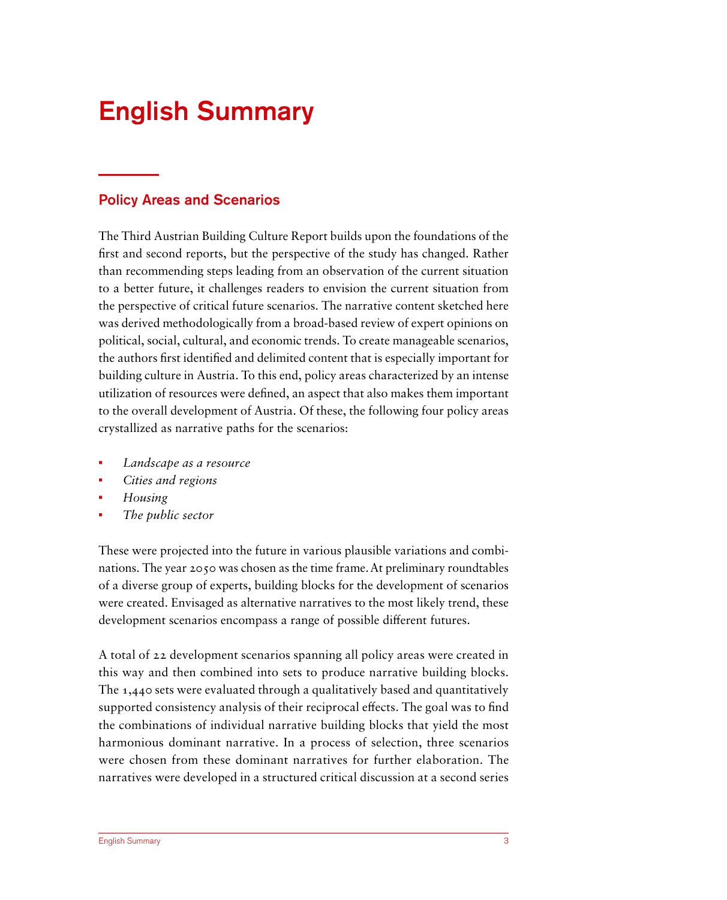# English Summary

## Policy Areas and Scenarios

The Third Austrian Building Culture Report builds upon the foundations of the first and second reports, but the perspective of the study has changed. Rather than recommending steps leading from an observation of the current situation to a better future, it challenges readers to envision the current situation from the perspective of critical future scenarios. The narrative content sketched here was derived methodologically from a broad-based review of expert opinions on political, social, cultural, and economic trends. To create manageable scenarios, the authors first identified and delimited content that is especially important for building culture in Austria. To this end, policy areas characterized by an intense utilization of resources were defined, an aspect that also makes them important to the overall development of Austria. Of these, the following four policy areas crystallized as narrative paths for the scenarios:

- *Landscape as a resource*
- *Cities and regions*
- *Housing*
- *The public sector*

These were projected into the future in various plausible variations and combinations. The year 2050 was chosen as the time frame. At preliminary roundtables of a diverse group of experts, building blocks for the development of scenarios were created. Envisaged as alternative narratives to the most likely trend, these development scenarios encompass a range of possible different futures.

A total of 22 development scenarios spanning all policy areas were created in this way and then combined into sets to produce narrative building blocks. The 1,440 sets were evaluated through a qualitatively based and quantitatively supported consistency analysis of their reciprocal effects. The goal was to find the combinations of individual narrative building blocks that yield the most harmonious dominant narrative. In a process of selection, three scenarios were chosen from these dominant narratives for further elaboration. The narratives were developed in a structured critical discussion at a second series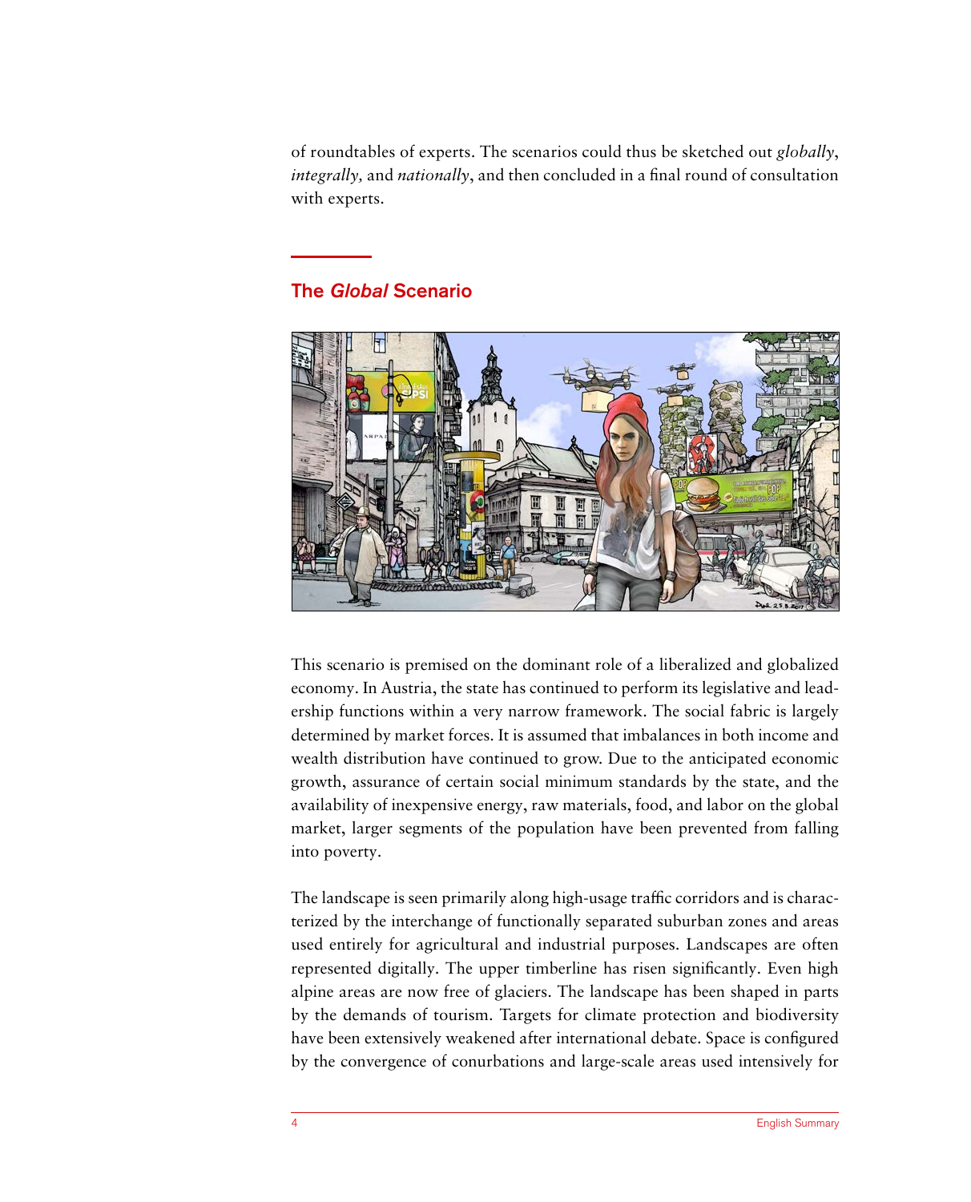of roundtables of experts. The scenarios could thus be sketched out *globally*, *integrally,* and *nationally*, and then concluded in a final round of consultation with experts.

## The *Global* Scenario

This scenario is premised on the dominant role of a liberalized and globalized economy. In Austria, the state has continued to perform its legislative and leadership functions within a very narrow framework. The social fabric is largely determined by market forces. It is assumed that imbalances in both income and wealth distribution have continued to grow. Due to the anticipated economic growth, assurance of certain social minimum standards by the state, and the availability of inexpensive energy, raw materials, food, and labor on the global market, larger segments of the population have been prevented from falling into poverty.

The landscape is seen primarily along high-usage traffic corridors and is characterized by the interchange of functionally separated suburban zones and areas used entirely for agricultural and industrial purposes. Landscapes are often represented digitally. The upper timberline has risen significantly. Even high alpine areas are now free of glaciers. The landscape has been shaped in parts by the demands of tourism. Targets for climate protection and biodiversity have been extensively weakened after international debate. Space is configured by the convergence of conurbations and large-scale areas used intensively for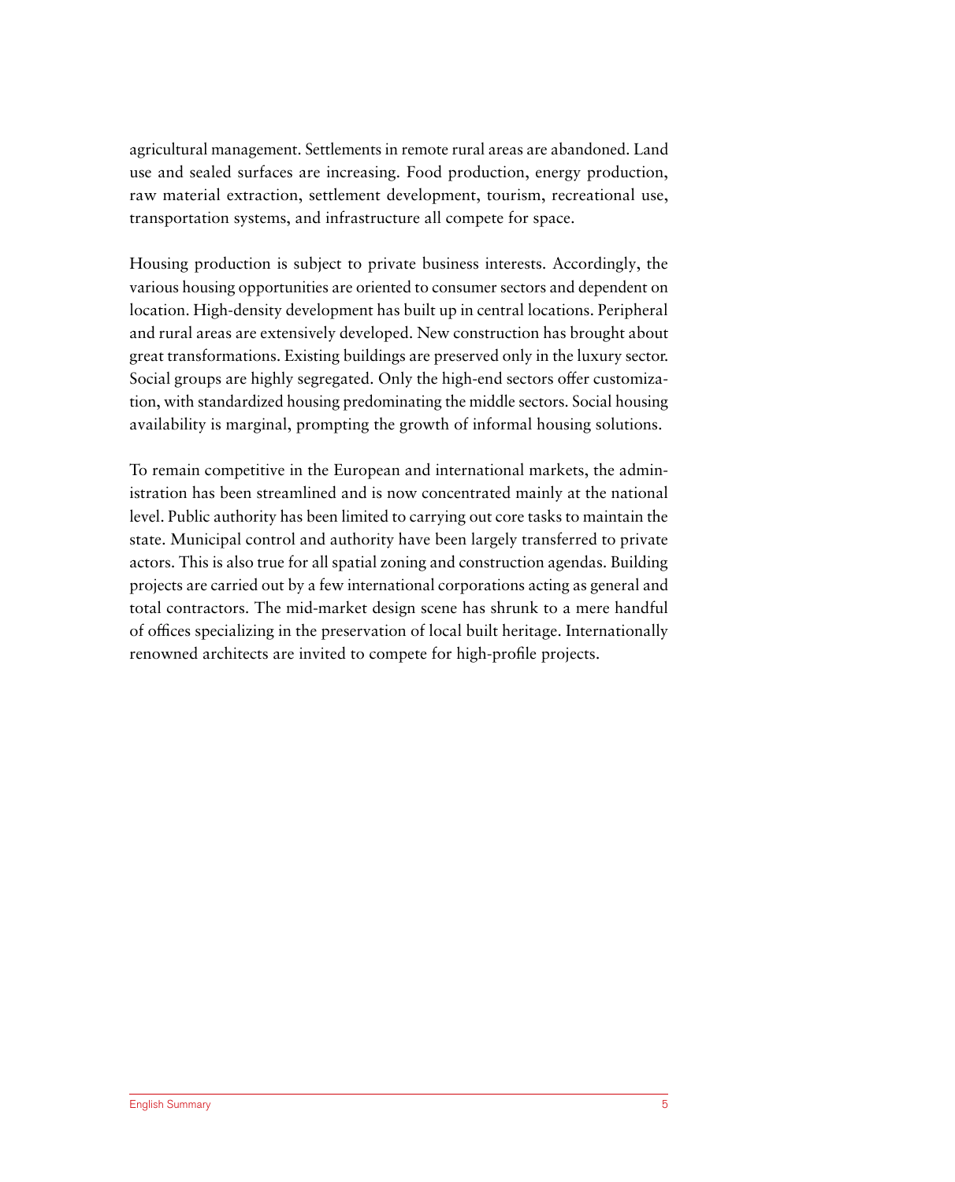agricultural management. Settlements in remote rural areas are abandoned. Land use and sealed surfaces are increasing. Food production, energy production, raw material extraction, settlement development, tourism, recreational use, transportation systems, and infrastructure all compete for space.

Housing production is subject to private business interests. Accordingly, the various housing opportunities are oriented to consumer sectors and dependent on location. High-density development has built up in central locations. Peripheral and rural areas are extensively developed. New construction has brought about great transformations. Existing buildings are preserved only in the luxury sector. Social groups are highly segregated. Only the high-end sectors offer customization, with standardized housing predominating the middle sectors. Social housing availability is marginal, prompting the growth of informal housing solutions.

To remain competitive in the European and international markets, the administration has been streamlined and is now concentrated mainly at the national level. Public authority has been limited to carrying out core tasks to maintain the state. Municipal control and authority have been largely transferred to private actors. This is also true for all spatial zoning and construction agendas. Building projects are carried out by a few international corporations acting as general and total contractors. The mid-market design scene has shrunk to a mere handful of offices specializing in the preservation of local built heritage. Internationally renowned architects are invited to compete for high-profile projects.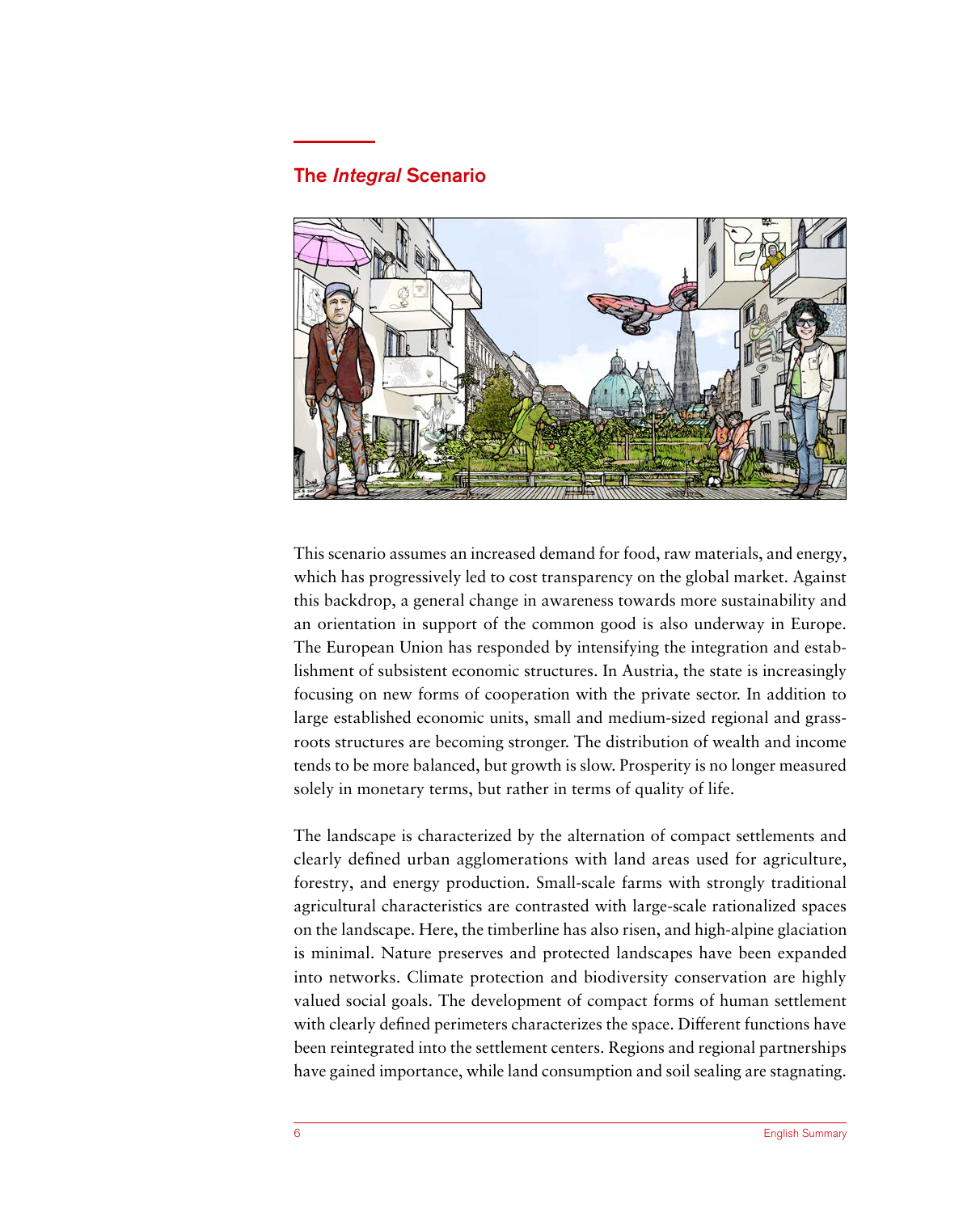## The *Integral* Scenario

This scenario assumes an increased demand for food, raw materials, and energy, which has progressively led to cost transparency on the global market. Against this backdrop, a general change in awareness towards more sustainability and an orientation in support of the common good is also underway in Europe. The European Union has responded by intensifying the integration and establishment of subsistent economic structures. In Austria, the state is increasingly focusing on new forms of cooperation with the private sector. In addition to large established economic units, small and medium-sized regional and grassroots structures are becoming stronger. The distribution of wealth and income tends to be more balanced, but growth is slow. Prosperity is no longer measured solely in monetary terms, but rather in terms of quality of life.

The landscape is characterized by the alternation of compact settlements and clearly defined urban agglomerations with land areas used for agriculture, forestry, and energy production. Small-scale farms with strongly traditional agricultural characteristics are contrasted with large-scale rationalized spaces on the landscape. Here, the timberline has also risen, and high-alpine glaciation is minimal. Nature preserves and protected landscapes have been expanded into networks. Climate protection and biodiversity conservation are highly valued social goals. The development of compact forms of human settlement with clearly defined perimeters characterizes the space. Different functions have been reintegrated into the settlement centers. Regions and regional partnerships have gained importance, while land consumption and soil sealing are stagnating.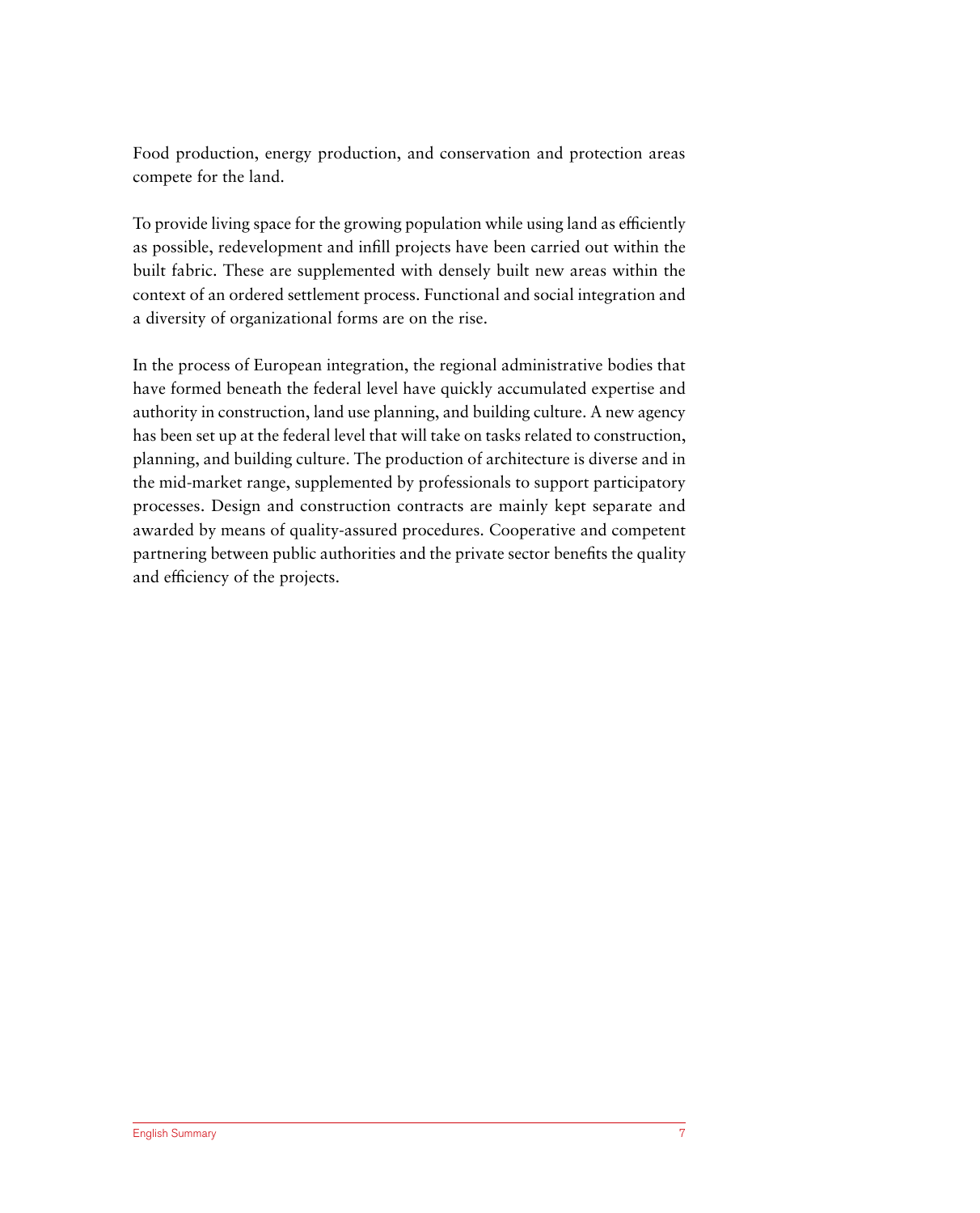Food production, energy production, and conservation and protection areas compete for the land.

To provide living space for the growing population while using land as efficiently as possible, redevelopment and infill projects have been carried out within the built fabric. These are supplemented with densely built new areas within the context of an ordered settlement process. Functional and social integration and a diversity of organizational forms are on the rise.

In the process of European integration, the regional administrative bodies that have formed beneath the federal level have quickly accumulated expertise and authority in construction, land use planning, and building culture. A new agency has been set up at the federal level that will take on tasks related to construction, planning, and building culture. The production of architecture is diverse and in the mid-market range, supplemented by professionals to support participatory processes. Design and construction contracts are mainly kept separate and awarded by means of quality-assured procedures. Cooperative and competent partnering between public authorities and the private sector benefits the quality and efficiency of the projects.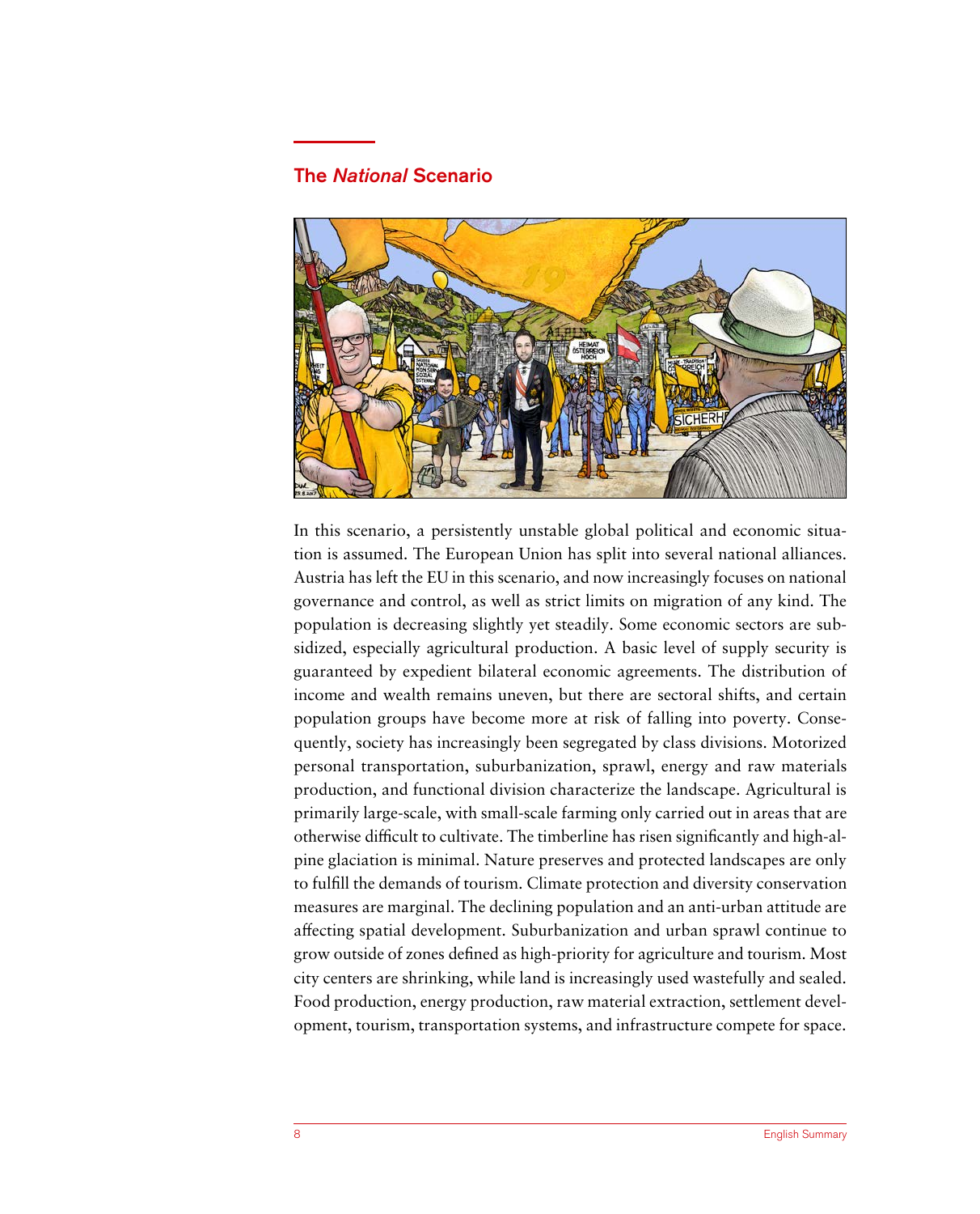## The *National* Scenario

In this scenario, a persistently unstable global political and economic situation is assumed. The European Union has split into several national alliances. Austria has left the EU in this scenario, and now increasingly focuses on national governance and control, as well as strict limits on migration of any kind. The population is decreasing slightly yet steadily. Some economic sectors are subsidized, especially agricultural production. A basic level of supply security is guaranteed by expedient bilateral economic agreements. The distribution of income and wealth remains uneven, but there are sectoral shifts, and certain population groups have become more at risk of falling into poverty. Consequently, society has increasingly been segregated by class divisions. Motorized personal transportation, suburbanization, sprawl, energy and raw materials production, and functional division characterize the landscape. Agricultural is primarily large-scale, with small-scale farming only carried out in areas that are otherwise difficult to cultivate. The timberline has risen significantly and high-alpine glaciation is minimal. Nature preserves and protected landscapes are only to fulfill the demands of tourism. Climate protection and diversity conservation measures are marginal. The declining population and an anti-urban attitude are affecting spatial development. Suburbanization and urban sprawl continue to grow outside of zones defined as high-priority for agriculture and tourism. Most city centers are shrinking, while land is increasingly used wastefully and sealed. Food production, energy production, raw material extraction, settlement development, tourism, transportation systems, and infrastructure compete for space.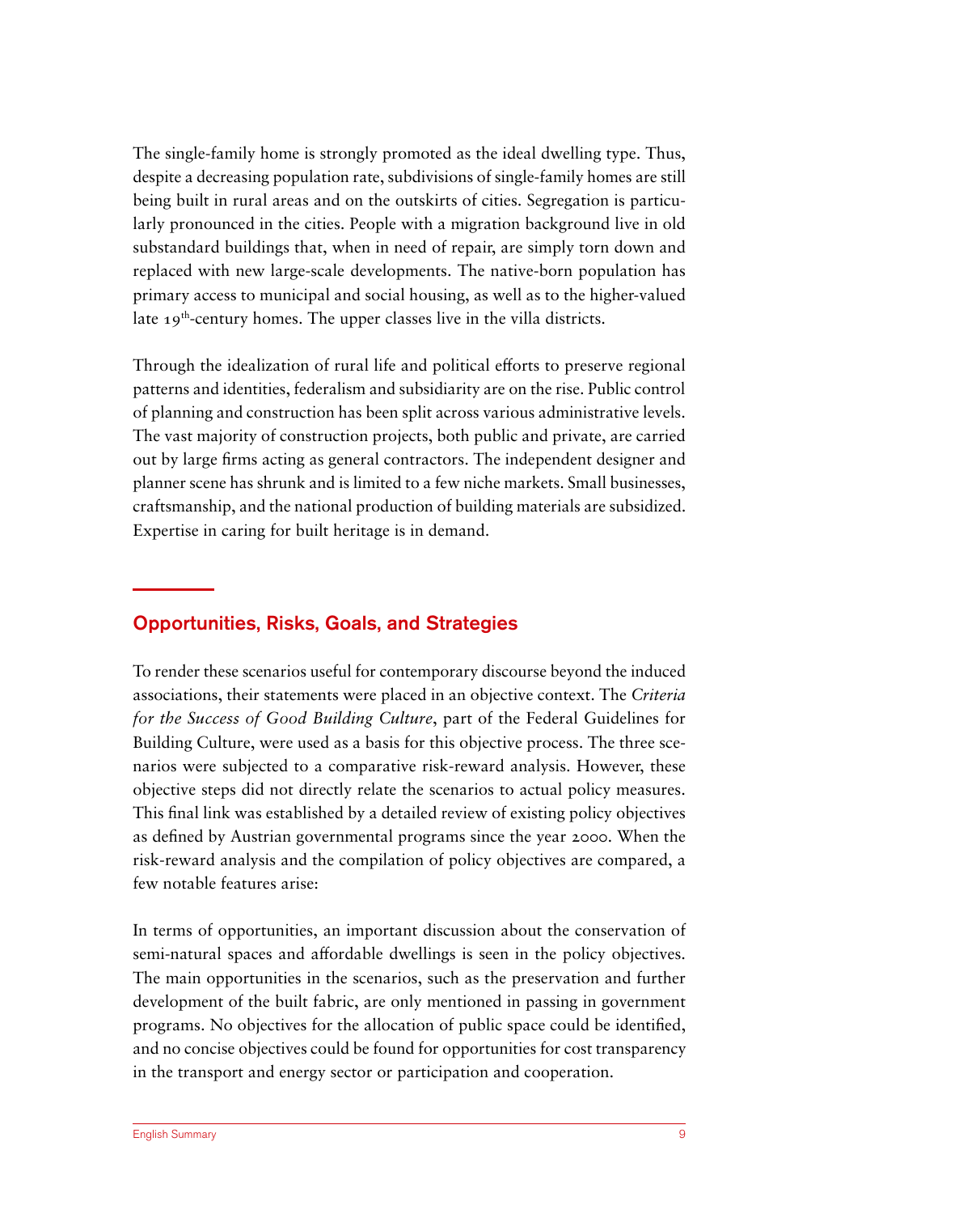The single-family home is strongly promoted as the ideal dwelling type. Thus, despite a decreasing population rate, subdivisions of single-family homes are still being built in rural areas and on the outskirts of cities. Segregation is particularly pronounced in the cities. People with a migration background live in old substandard buildings that, when in need of repair, are simply torn down and replaced with new large-scale developments. The native-born population has primary access to municipal and social housing, as well as to the higher-valued late 19th-century homes. The upper classes live in the villa districts.

Through the idealization of rural life and political efforts to preserve regional patterns and identities, federalism and subsidiarity are on the rise. Public control of planning and construction has been split across various administrative levels. The vast majority of construction projects, both public and private, are carried out by large firms acting as general contractors. The independent designer and planner scene has shrunk and is limited to a few niche markets. Small businesses, craftsmanship, and the national production of building materials are subsidized. Expertise in caring for built heritage is in demand.

## Opportunities, Risks, Goals, and Strategies

To render these scenarios useful for contemporary discourse beyond the induced associations, their statements were placed in an objective context. The *Criteria for the Success of Good Building Culture*, part of the Federal Guidelines for Building Culture, were used as a basis for this objective process. The three scenarios were subjected to a comparative risk-reward analysis. However, these objective steps did not directly relate the scenarios to actual policy measures. This final link was established by a detailed review of existing policy objectives as defined by Austrian governmental programs since the year 2000. When the risk-reward analysis and the compilation of policy objectives are compared, a few notable features arise:

In terms of opportunities, an important discussion about the conservation of semi-natural spaces and affordable dwellings is seen in the policy objectives. The main opportunities in the scenarios, such as the preservation and further development of the built fabric, are only mentioned in passing in government programs. No objectives for the allocation of public space could be identified, and no concise objectives could be found for opportunities for cost transparency in the transport and energy sector or participation and cooperation.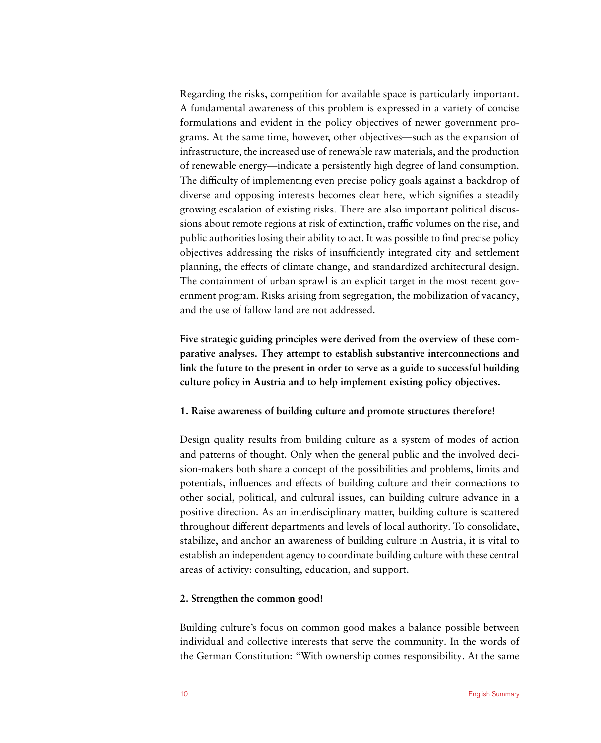Regarding the risks, competition for available space is particularly important. A fundamental awareness of this problem is expressed in a variety of concise formulations and evident in the policy objectives of newer government programs. At the same time, however, other objectives—such as the expansion of infrastructure, the increased use of renewable raw materials, and the production of renewable energy—indicate a persistently high degree of land consumption. The difficulty of implementing even precise policy goals against a backdrop of diverse and opposing interests becomes clear here, which signifies a steadily growing escalation of existing risks. There are also important political discussions about remote regions at risk of extinction, traffic volumes on the rise, and public authorities losing their ability to act. It was possible to find precise policy objectives addressing the risks of insufficiently integrated city and settlement planning, the effects of climate change, and standardized architectural design. The containment of urban sprawl is an explicit target in the most recent government program. Risks arising from segregation, the mobilization of vacancy, and the use of fallow land are not addressed.

**Five strategic guiding principles were derived from the overview of these comparative analyses. They attempt to establish substantive interconnections and link the future to the present in order to serve as a guide to successful building culture policy in Austria and to help implement existing policy objectives.**

**1. Raise awareness of building culture and promote structures therefore!**

Design quality results from building culture as a system of modes of action and patterns of thought. Only when the general public and the involved decision-makers both share a concept of the possibilities and problems, limits and potentials, influences and effects of building culture and their connections to other social, political, and cultural issues, can building culture advance in a positive direction. As an interdisciplinary matter, building culture is scattered throughout different departments and levels of local authority. To consolidate, stabilize, and anchor an awareness of building culture in Austria, it is vital to establish an independent agency to coordinate building culture with these central areas of activity: consulting, education, and support.

**2. Strengthen the common good!**

Building culture's focus on common good makes a balance possible between individual and collective interests that serve the community. In the words of the German Constitution: "With ownership comes responsibility. At the same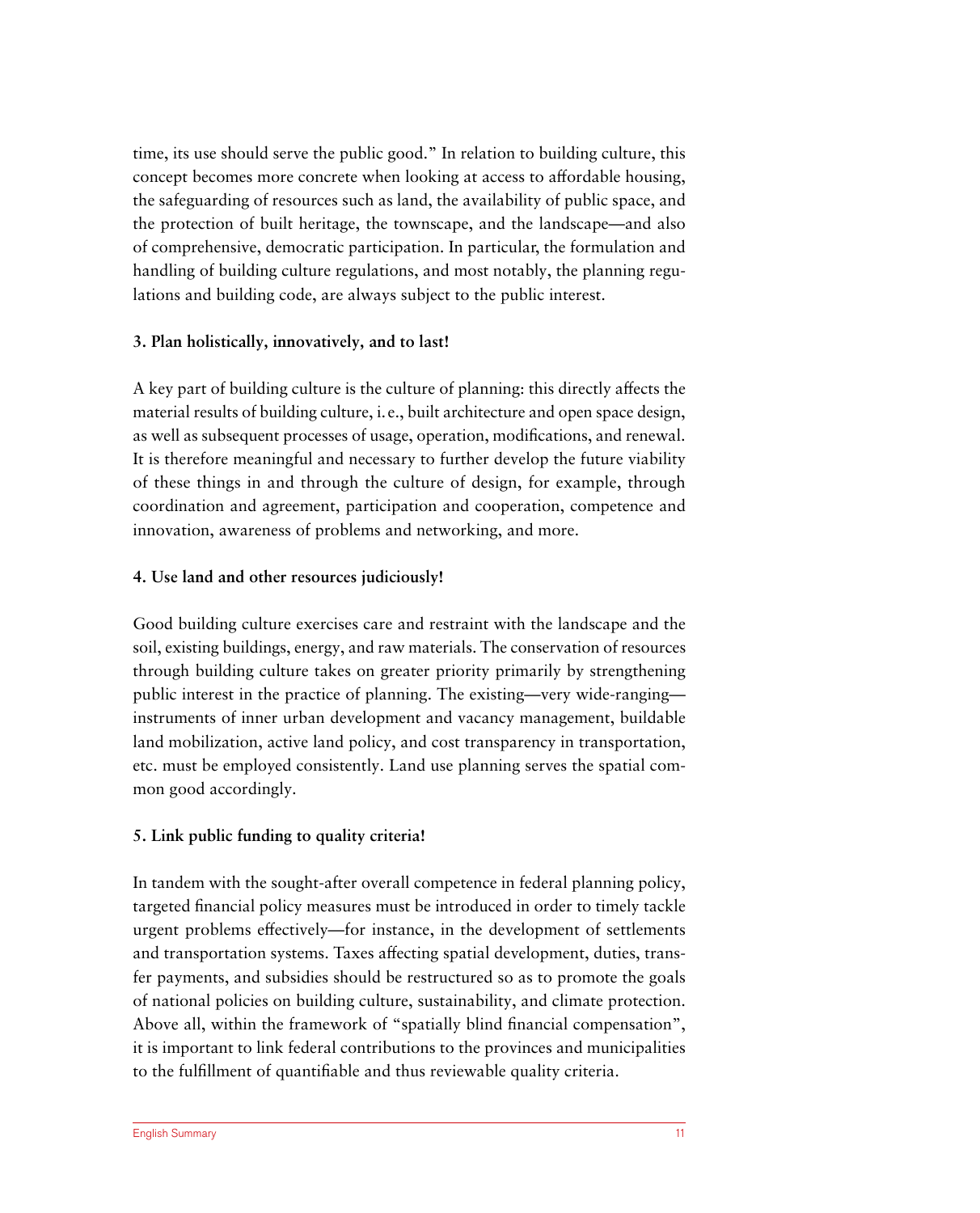time, its use should serve the public good." In relation to building culture, this concept becomes more concrete when looking at access to affordable housing, the safeguarding of resources such as land, the availability of public space, and the protection of built heritage, the townscape, and the landscape—and also of comprehensive, democratic participation. In particular, the formulation and handling of building culture regulations, and most notably, the planning regulations and building code, are always subject to the public interest.

**3. Plan holistically, innovatively, and to last!**

A key part of building culture is the culture of planning: this directly affects the material results of building culture, i. e., built architecture and open space design, as well as subsequent processes of usage, operation, modifications, and renewal. It is therefore meaningful and necessary to further develop the future viability of these things in and through the culture of design, for example, through coordination and agreement, participation and cooperation, competence and innovation, awareness of problems and networking, and more.

**4. Use land and other resources judiciously!**

Good building culture exercises care and restraint with the landscape and the soil, existing buildings, energy, and raw materials. The conservation of resources through building culture takes on greater priority primarily by strengthening public interest in the practice of planning. The existing—very wide-ranging—instruments of inner urban development and vacancy management, buildable land mobilization, active land policy, and cost transparency in transportation, etc. must be employed consistently. Land use planning serves the spatial common good accordingly.

**5. Link public funding to quality criteria!**

In tandem with the sought-after overall competence in federal planning policy, targeted financial policy measures must be introduced in order to timely tackle urgent problems effectively—for instance, in the development of settlements and transportation systems. Taxes affecting spatial development, duties, transfer payments, and subsidies should be restructured so as to promote the goals of national policies on building culture, sustainability, and climate protection. Above all, within the framework of "spatially blind financial compensation", it is important to link federal contributions to the provinces and municipalities to the fulfillment of quantifiable and thus reviewable quality criteria.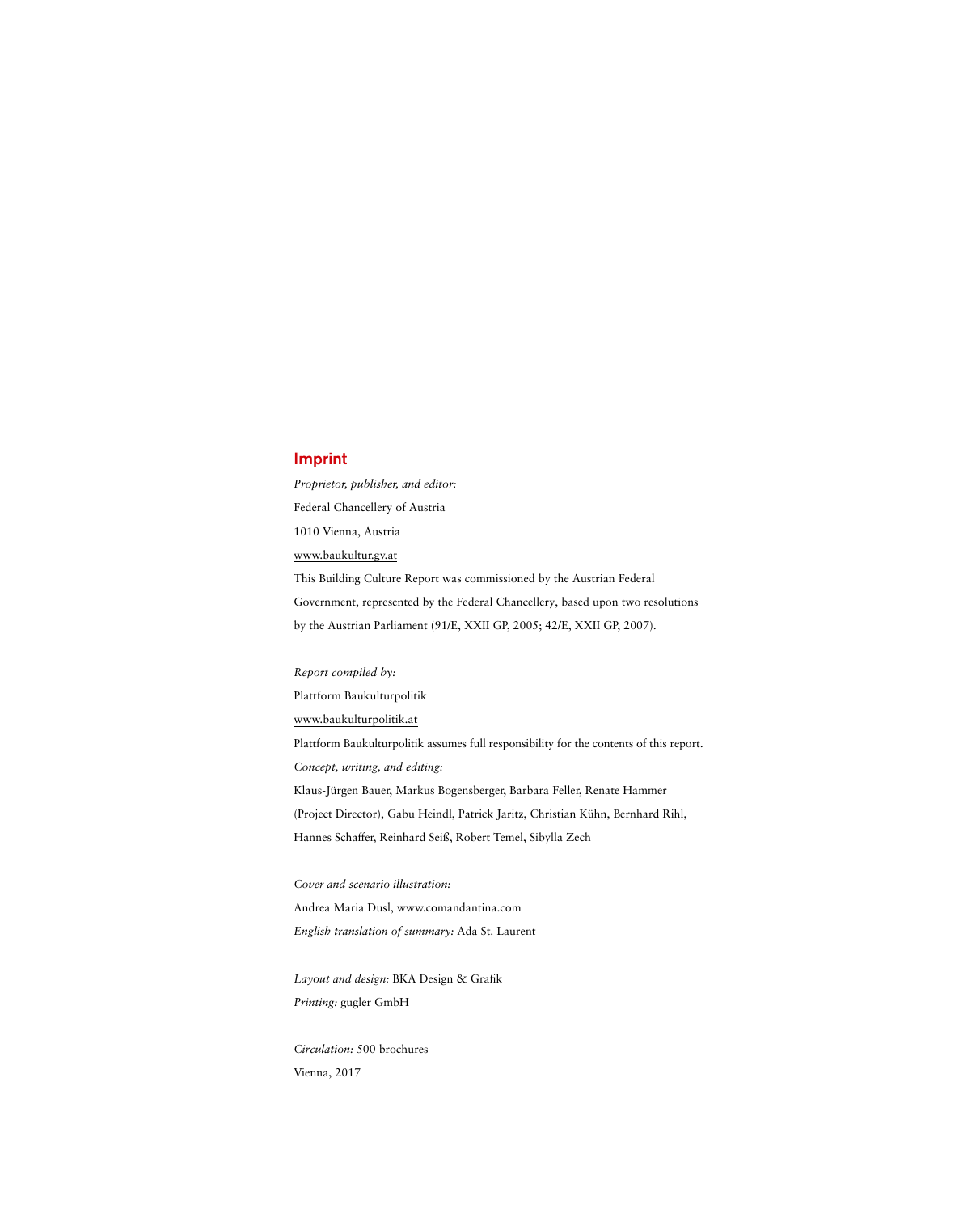## Imprint

*Proprietor, publisher, and editor:*

Federal Chancellery of Austria

1010 Vienna, Austria

www.baukultur.gv.at

This Building Culture Report was commissioned by the Austrian Federal Government, represented by the Federal Chancellery, based upon two resolutions by the Austrian Parliament (91/E, XXII GP, 2005; 42/E, XXII GP, 2007).

*Report compiled by:*

Plattform Baukulturpolitik

www.baukulturpolitik.at

Plattform Baukulturpolitik assumes full responsibility for the contents of this report.

*Concept, writing, and editing:*

Klaus-Jürgen Bauer, Markus Bogensberger, Barbara Feller, Renate Hammer (Project Director), Gabu Heindl, Patrick Jaritz, Christian Kühn, Bernhard Rihl, Hannes Schaffer, Reinhard Seiß, Robert Temel, Sibylla Zech

*Cover and scenario illustration:*

Andrea Maria Dusl, www.comandantina.com

*English translation of summary:* Ada St. Laurent

*Layout and design:* BKA Design & Grafik

*Printing:* gugler GmbH

*Circulation:* 500 brochures

Vienna, 2017